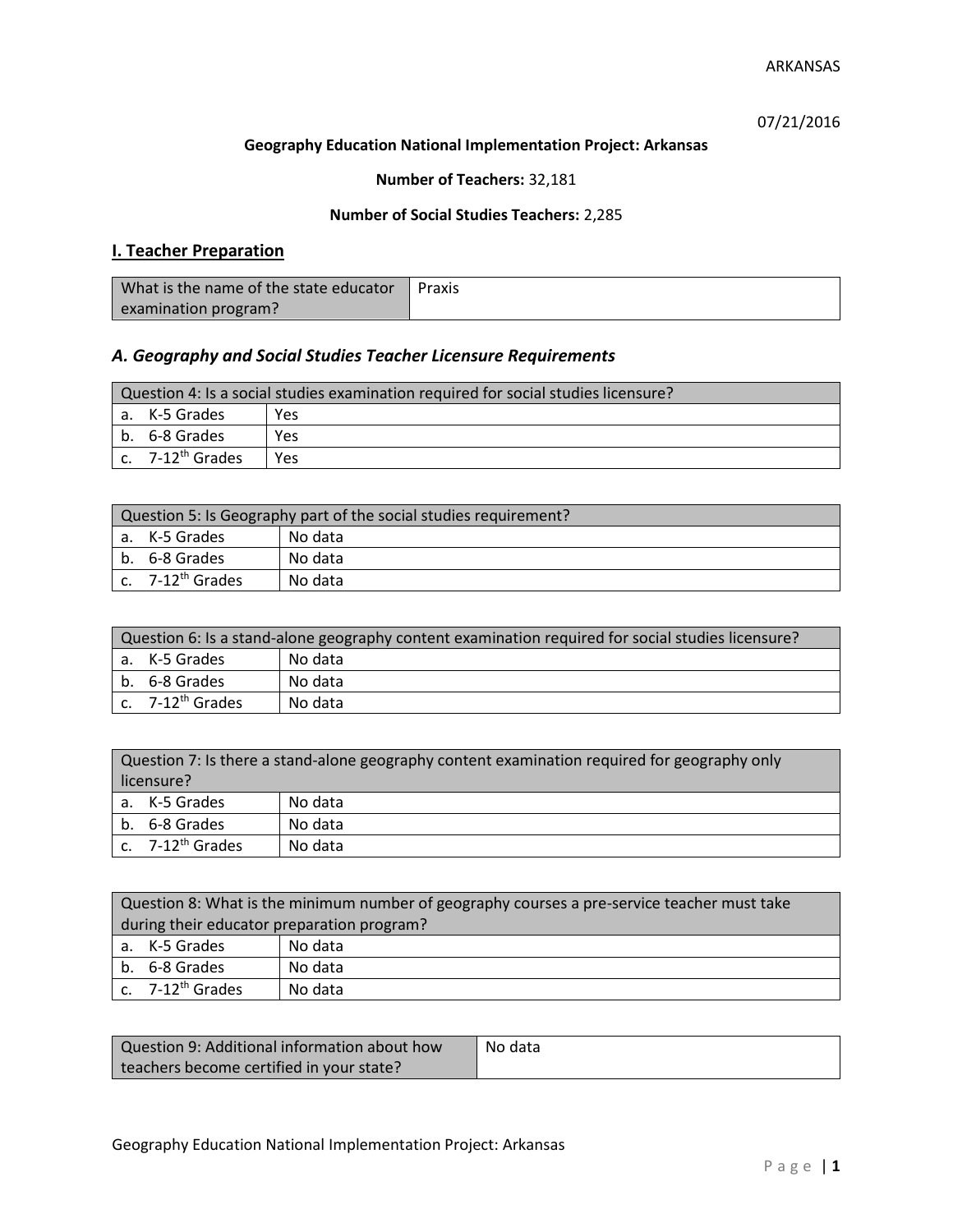ARKANSAS

07/21/2016

**Geography Education National Implementation Project: Arkansas**

**Number of Teachers:** 32,181

**Number of Social Studies Teachers:** 2,285

## I. Teacher Preparation

| What is the name of the state educator examination program? | Praxis |
|---|---|

### *A. Geography and Social Studies Teacher Licensure Requirements*

| Question 4: Is a social studies examination required for social studies licensure? | |
|---|---|
| a. K-5 Grades | Yes |
| b. 6-8 Grades | Yes |
| c. 7-12th Grades | Yes |

| Question 5: Is Geography part of the social studies requirement? | |
|---|---|
| a. K-5 Grades | No data |
| b. 6-8 Grades | No data |
| c. 7-12th Grades | No data |

| Question 6: Is a stand-alone geography content examination required for social studies licensure? | |
|---|---|
| a. K-5 Grades | No data |
| b. 6-8 Grades | No data |
| c. 7-12th Grades | No data |

| Question 7: Is there a stand-alone geography content examination required for geography only licensure? | |
|---|---|
| a. K-5 Grades | No data |
| b. 6-8 Grades | No data |
| c. 7-12th Grades | No data |

| Question 8: What is the minimum number of geography courses a pre-service teacher must take during their educator preparation program? | |
|---|---|
| a. K-5 Grades | No data |
| b. 6-8 Grades | No data |
| c. 7-12th Grades | No data |

| Question 9: Additional information about how teachers become certified in your state? | No data |
|---|---|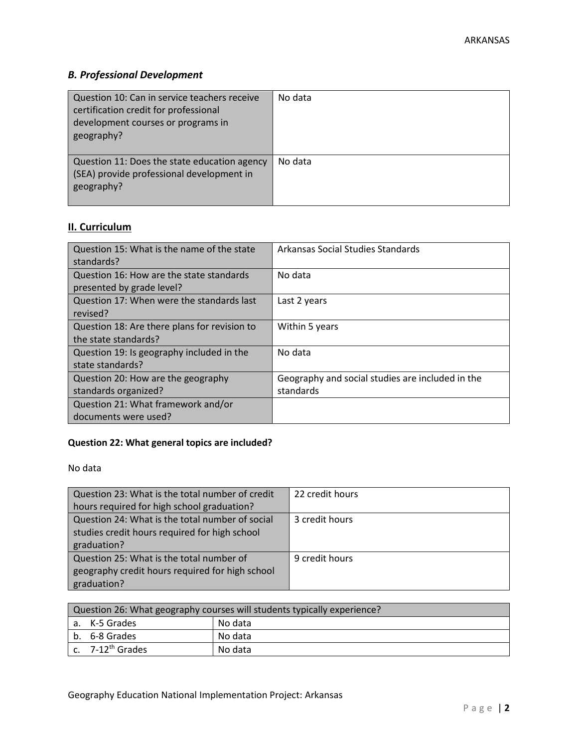### *B. Professional Development*

| Question | Response |
|---|---|
| Question 10: Can in service teachers receive certification credit for professional development courses or programs in geography? | No data |
| Question 11: Does the state education agency (SEA) provide professional development in geography? | No data |

## II. Curriculum

| Question | Response |
|---|---|
| Question 15: What is the name of the state standards? | Arkansas Social Studies Standards |
| Question 16: How are the state standards presented by grade level? | No data |
| Question 17: When were the standards last revised? | Last 2 years |
| Question 18: Are there plans for revision to the state standards? | Within 5 years |
| Question 19: Is geography included in the state standards? | No data |
| Question 20: How are the geography standards organized? | Geography and social studies are included in the standards |
| Question 21: What framework and/or documents were used? | |

**Question 22: What general topics are included?**

No data

| Question | Response |
|---|---|
| Question 23: What is the total number of credit hours required for high school graduation? | 22 credit hours |
| Question 24: What is the total number of social studies credit hours required for high school graduation? | 3 credit hours |
| Question 25: What is the total number of geography credit hours required for high school graduation? | 9 credit hours |

| Question 26: What geography courses will students typically experience? | |
|---|---|
| a. K-5 Grades | No data |
| b. 6-8 Grades | No data |
| c. 7-12th Grades | No data |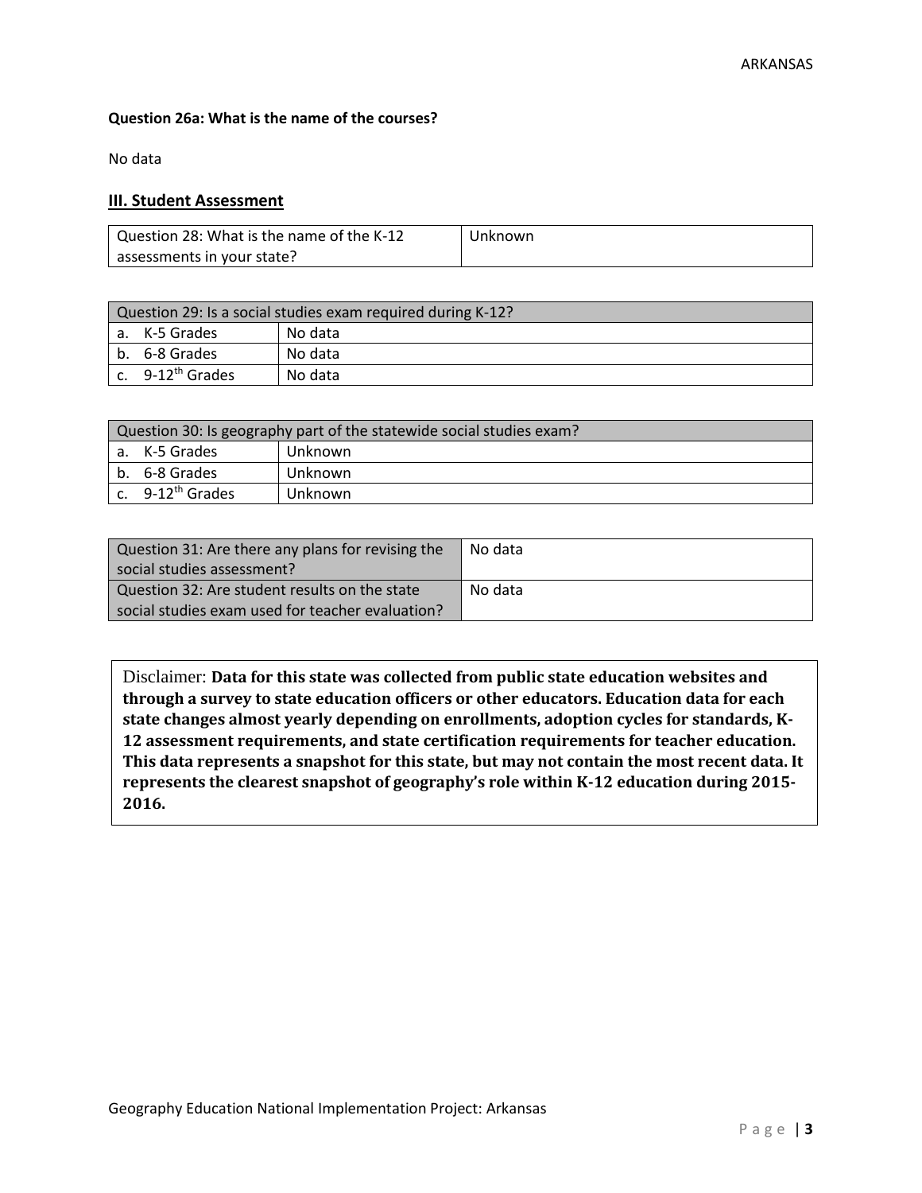**Question 26a: What is the name of the courses?**

No data

## III. Student Assessment

| | |
|---|---|
| Question 28: What is the name of the K-12 assessments in your state? | Unknown |

| Question 29: Is a social studies exam required during K-12? | |
|---|---|
| a. K-5 Grades | No data |
| b. 6-8 Grades | No data |
| c. 9-12th Grades | No data |

| Question 30: Is geography part of the statewide social studies exam? | |
|---|---|
| a. K-5 Grades | Unknown |
| b. 6-8 Grades | Unknown |
| c. 9-12th Grades | Unknown |

| | |
|---|---|
| Question 31: Are there any plans for revising the social studies assessment? | No data |
| Question 32: Are student results on the state social studies exam used for teacher evaluation? | No data |

Disclaimer: **Data for this state was collected from public state education websites and through a survey to state education officers or other educators. Education data for each state changes almost yearly depending on enrollments, adoption cycles for standards, K-12 assessment requirements, and state certification requirements for teacher education. This data represents a snapshot for this state, but may not contain the most recent data. It represents the clearest snapshot of geography's role within K-12 education during 2015-2016.**